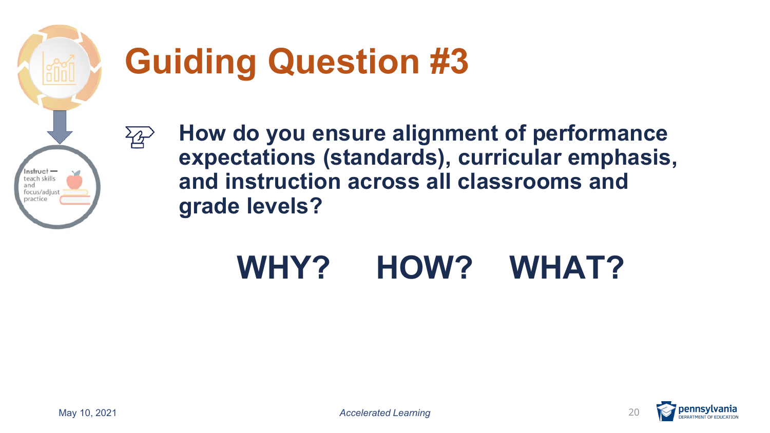# Guiding Question #3

- **How do you ensure alignment of performance expectations (standards), curricular emphasis, and instruction across all classrooms and grade levels?**

## WHY? HOW? WHAT?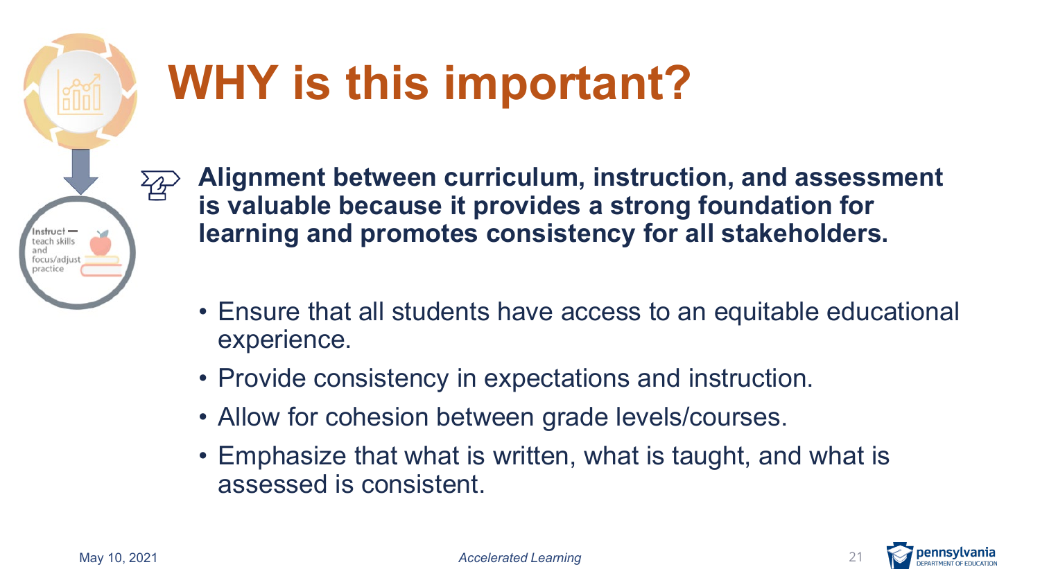# WHY is this important?

Instruct — teach skills and focus/adjust practice

**Alignment between curriculum, instruction, and assessment is valuable because it provides a strong foundation for learning and promotes consistency for all stakeholders.**

- Ensure that all students have access to an equitable educational experience.
- Provide consistency in expectations and instruction.
- Allow for cohesion between grade levels/courses.
- Emphasize that what is written, what is taught, and what is assessed is consistent.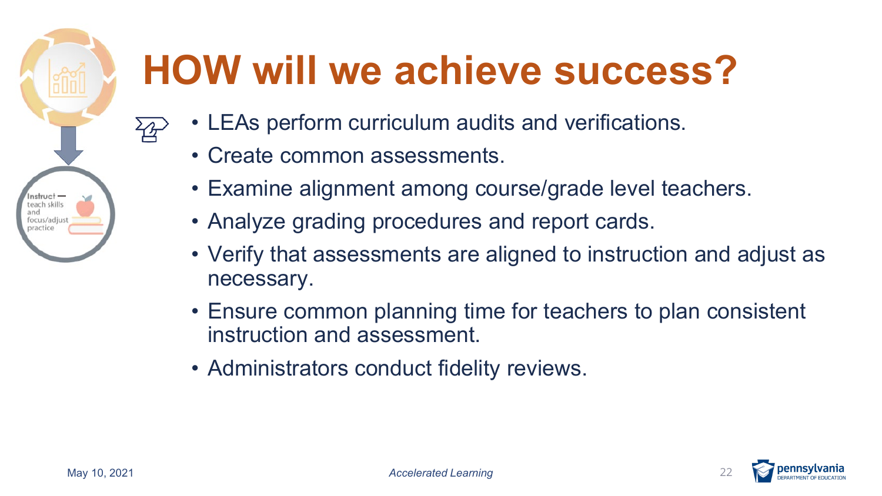# HOW will we achieve success?

Instruct — teach skills and focus/adjust practice

- LEAs perform curriculum audits and verifications.
- Create common assessments.
- Examine alignment among course/grade level teachers.
- Analyze grading procedures and report cards.
- Verify that assessments are aligned to instruction and adjust as necessary.
- Ensure common planning time for teachers to plan consistent instruction and assessment.
- Administrators conduct fidelity reviews.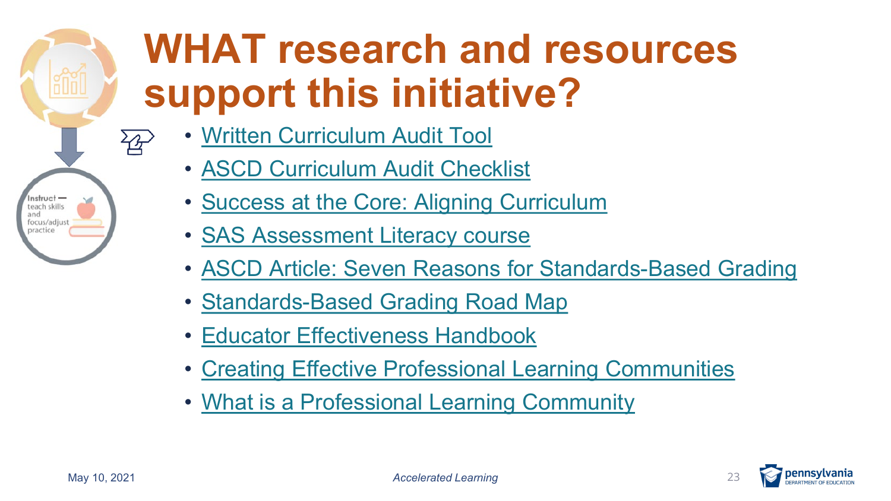# WHAT research and resources support this initiative?

Instruct – teach skills and focus/adjust practice

- Written Curriculum Audit Tool
- ASCD Curriculum Audit Checklist
- Success at the Core: Aligning Curriculum
- SAS Assessment Literacy course
- ASCD Article: Seven Reasons for Standards-Based Grading
- Standards-Based Grading Road Map
- Educator Effectiveness Handbook
- Creating Effective Professional Learning Communities
- What is a Professional Learning Community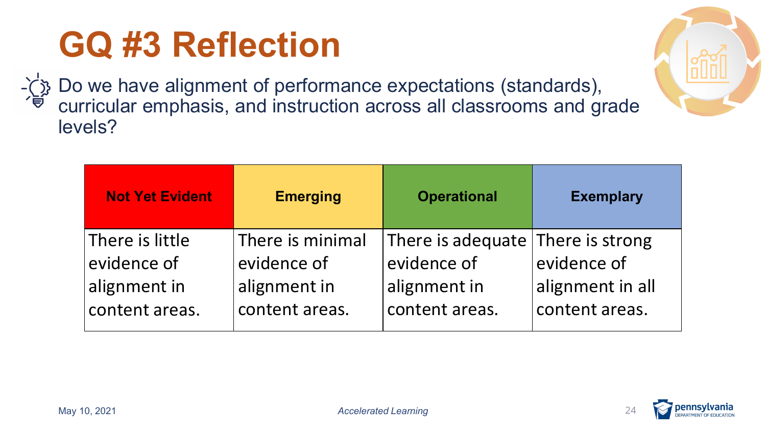# GQ #3 Reflection

Do we have alignment of performance expectations (standards), curricular emphasis, and instruction across all classrooms and grade levels?

| Not Yet Evident | Emerging | Operational | Exemplary |
|---|---|---|---|
| There is little evidence of alignment in content areas. | There is minimal evidence of alignment in content areas. | There is adequate evidence of alignment in content areas. | There is strong evidence of alignment in all content areas. |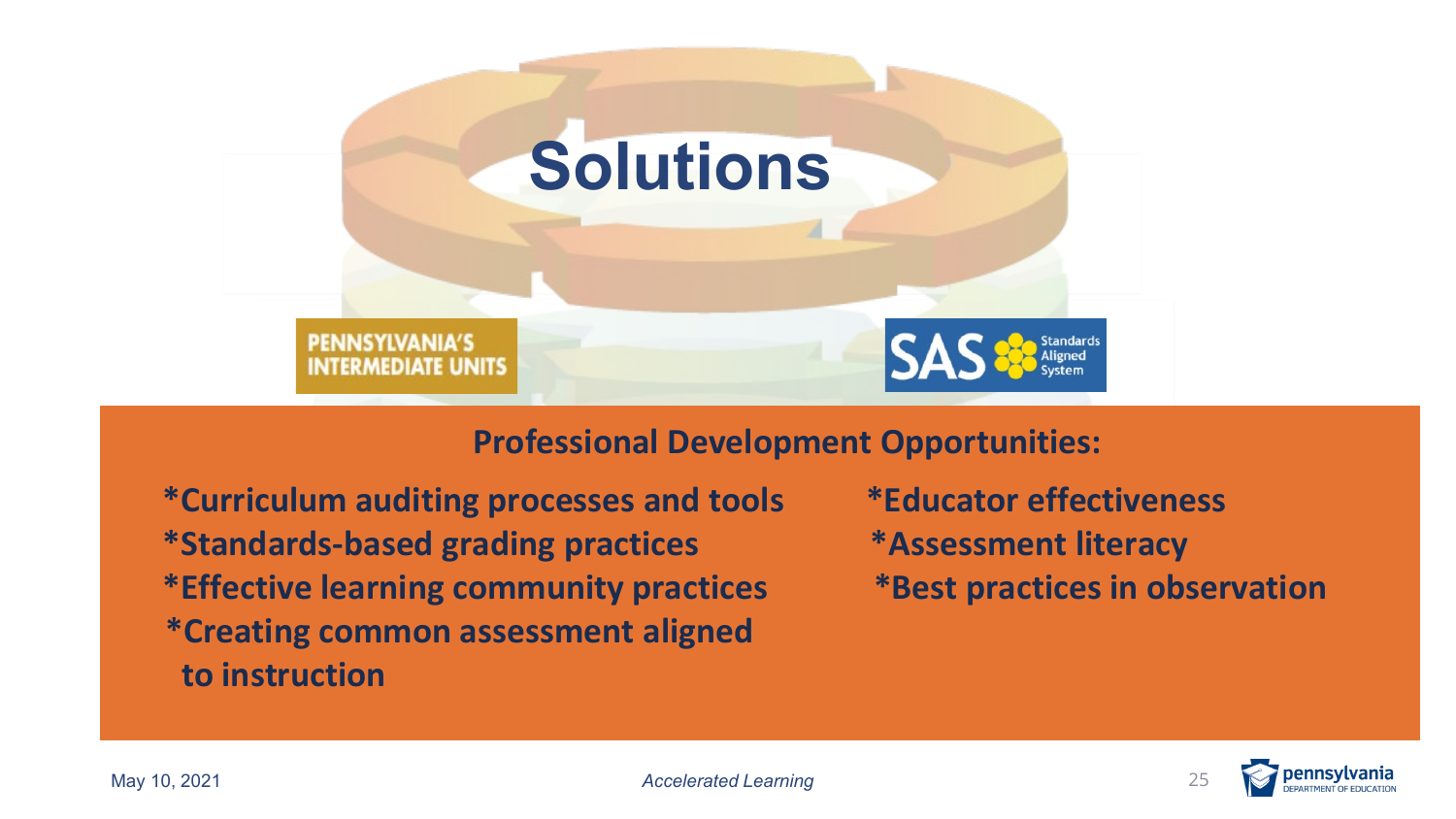# Solutions

PENNSYLVANIA'S INTERMEDIATE UNITS

SAS Standards Aligned System

**Professional Development Opportunities:**

- **\*Curriculum auditing processes and tools**
- **\*Standards-based grading practices**
- **\*Effective learning community practices**
- **\*Creating common assessment aligned to instruction**
- **\*Educator effectiveness**
- **\*Assessment literacy**
- **\*Best practices in observation**